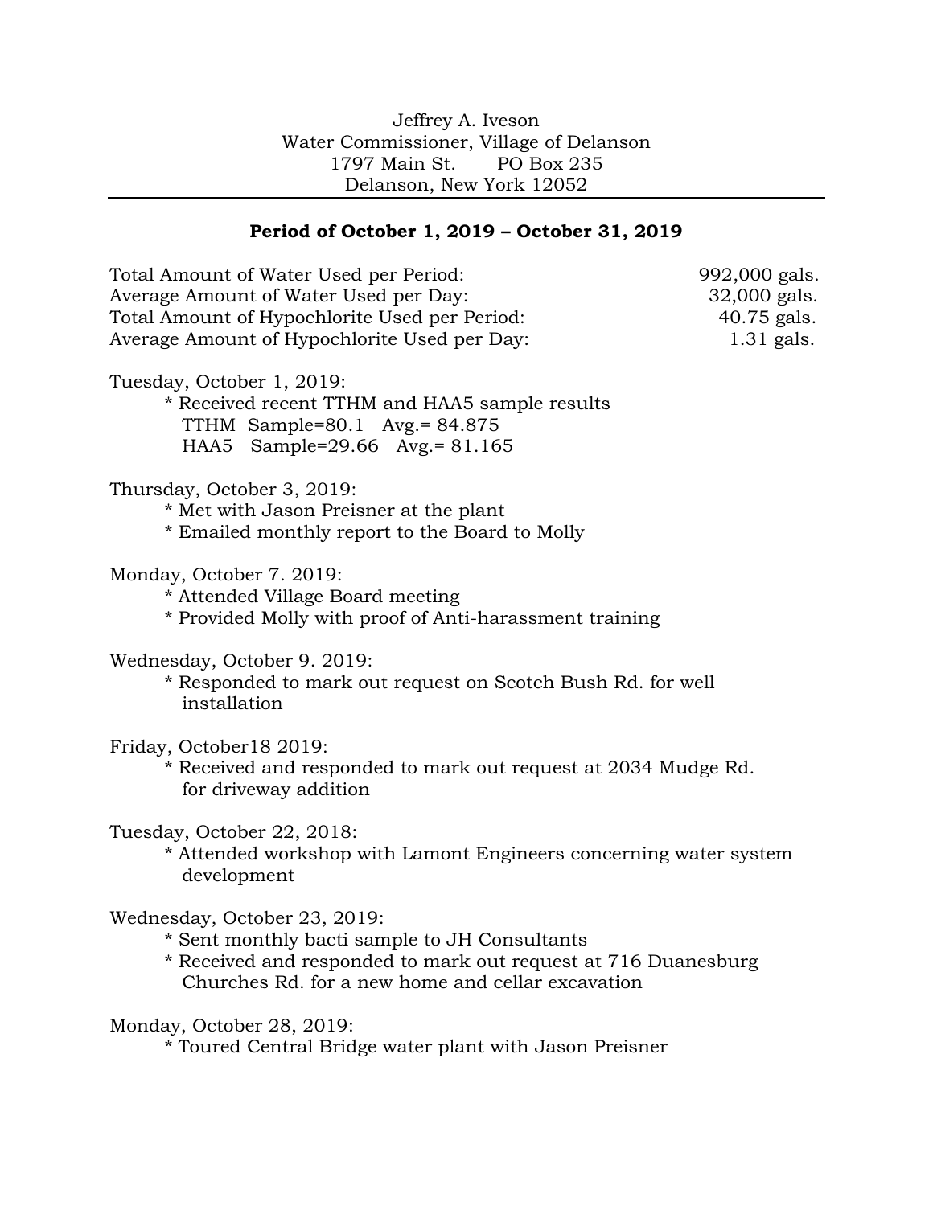Jeffrey A. Iveson
Water Commissioner, Village of Delanson
1797 Main St. PO Box 235
Delanson, New York 12052

---

**Period of October 1, 2019 – October 31, 2019**

| | |
|---|---|
| Total Amount of Water Used per Period: | 992,000 gals. |
| Average Amount of Water Used per Day: | 32,000 gals. |
| Total Amount of Hypochlorite Used per Period: | 40.75 gals. |
| Average Amount of Hypochlorite Used per Day: | 1.31 gals. |

Tuesday, October 1, 2019:

* Received recent TTHM and HAA5 sample results
  TTHM Sample=80.1 Avg.= 84.875
  HAA5 Sample=29.66 Avg.= 81.165

Thursday, October 3, 2019:

* Met with Jason Preisner at the plant
* Emailed monthly report to the Board to Molly

Monday, October 7. 2019:

* Attended Village Board meeting
* Provided Molly with proof of Anti-harassment training

Wednesday, October 9. 2019:

* Responded to mark out request on Scotch Bush Rd. for well installation

Friday, October18 2019:

* Received and responded to mark out request at 2034 Mudge Rd. for driveway addition

Tuesday, October 22, 2018:

* Attended workshop with Lamont Engineers concerning water system development

Wednesday, October 23, 2019:

* Sent monthly bacti sample to JH Consultants
* Received and responded to mark out request at 716 Duanesburg Churches Rd. for a new home and cellar excavation

Monday, October 28, 2019:

* Toured Central Bridge water plant with Jason Preisner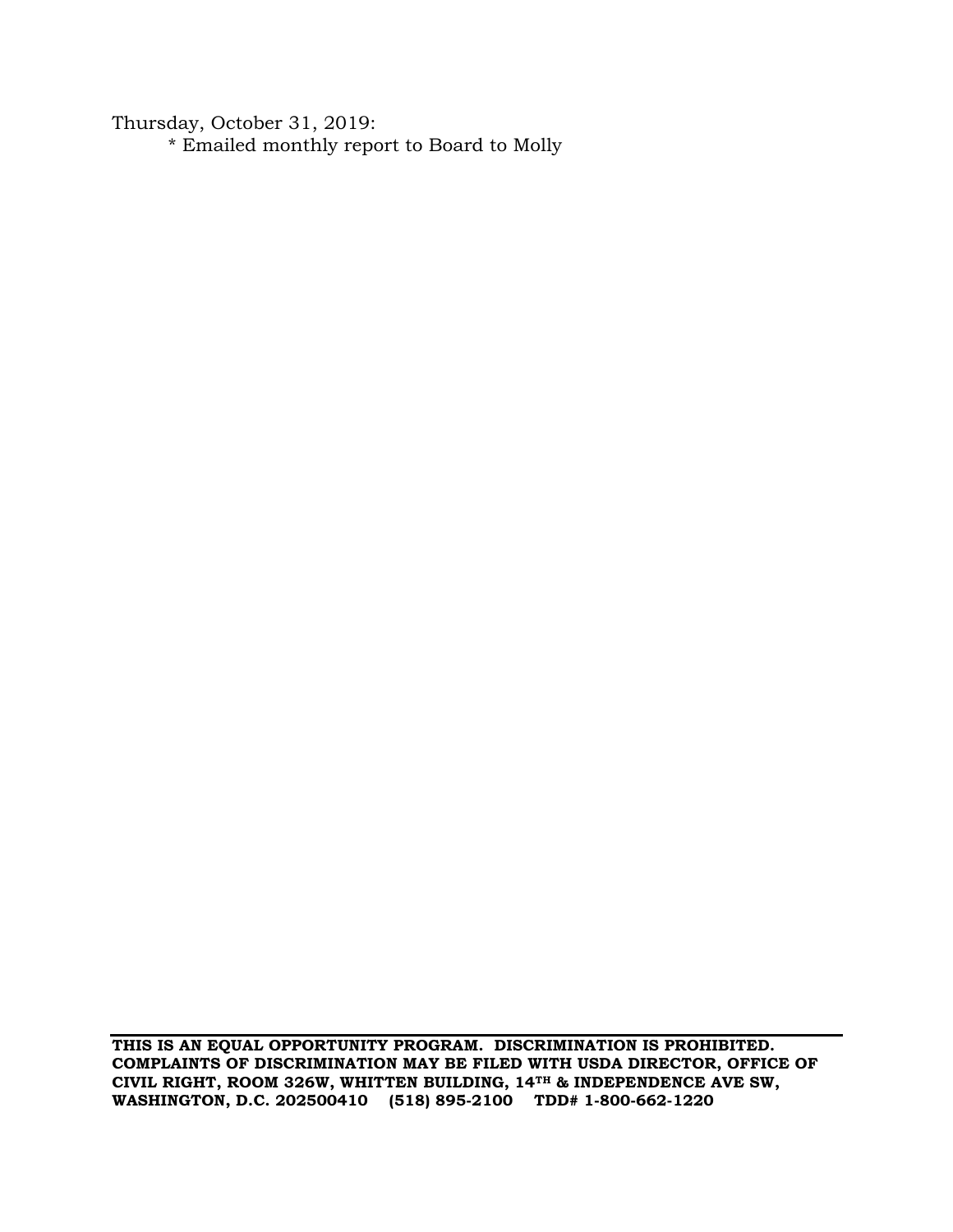Thursday, October 31, 2019:

* Emailed monthly report to Board to Molly

**THIS IS AN EQUAL OPPORTUNITY PROGRAM. DISCRIMINATION IS PROHIBITED. COMPLAINTS OF DISCRIMINATION MAY BE FILED WITH USDA DIRECTOR, OFFICE OF CIVIL RIGHT, ROOM 326W, WHITTEN BUILDING, 14TH & INDEPENDENCE AVE SW, WASHINGTON, D.C. 202500410 (518) 895-2100 TDD# 1-800-662-1220**